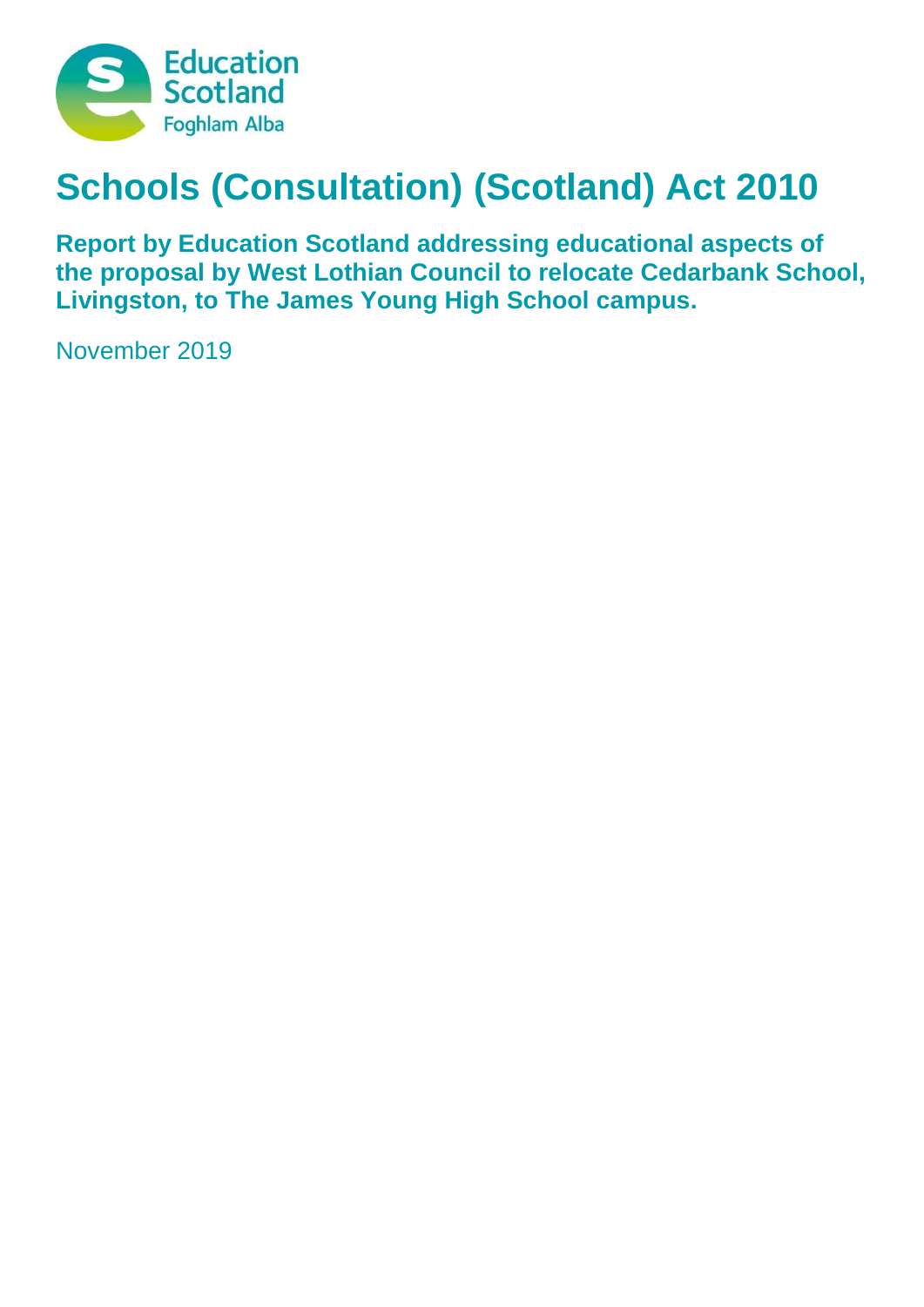Education Scotland
Foghlam Alba

# Schools (Consultation) (Scotland) Act 2010

**Report by Education Scotland addressing educational aspects of the proposal by West Lothian Council to relocate Cedarbank School, Livingston, to The James Young High School campus.**

November 2019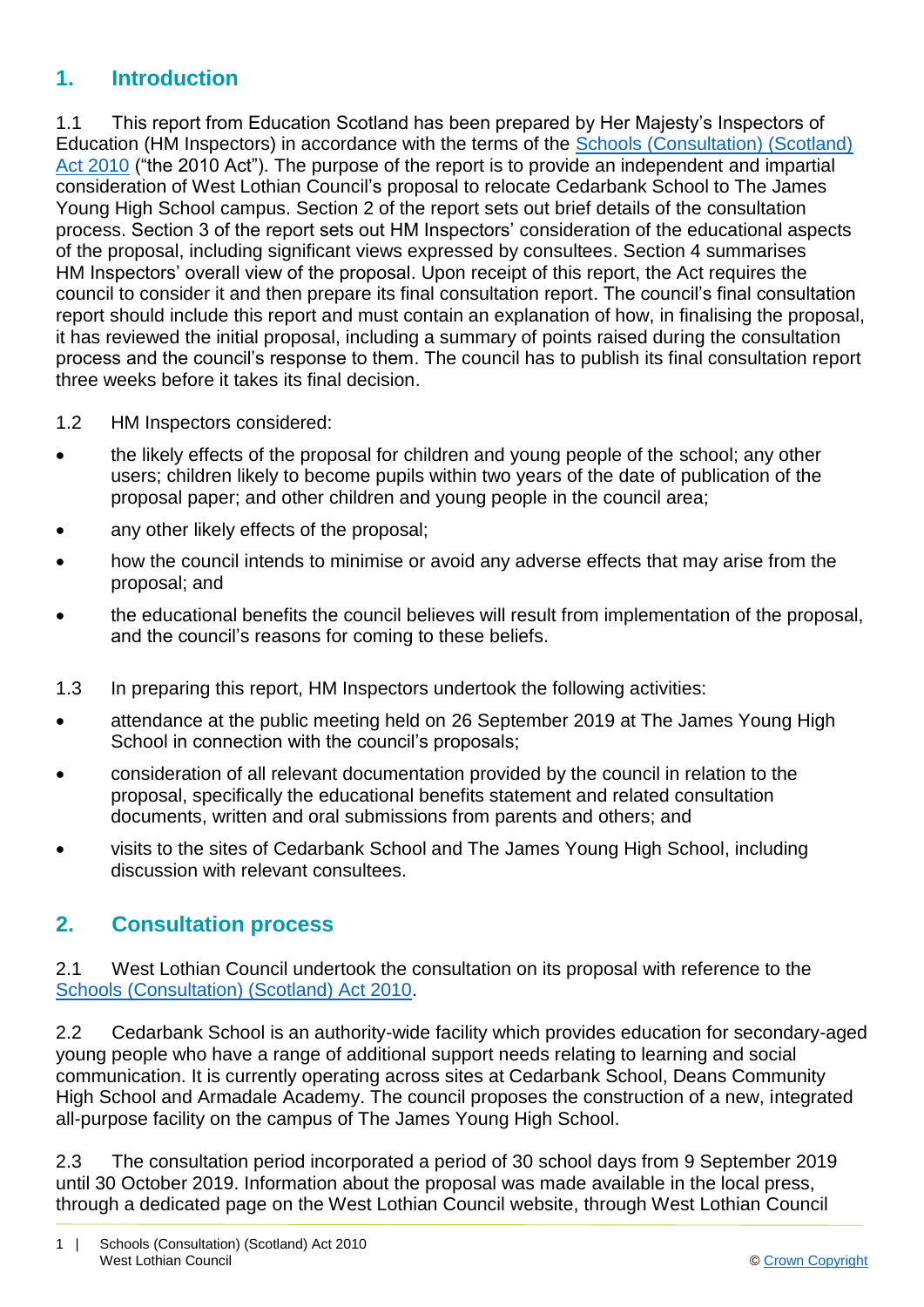## 1. Introduction

1.1 This report from Education Scotland has been prepared by Her Majesty's Inspectors of Education (HM Inspectors) in accordance with the terms of the Schools (Consultation) (Scotland) Act 2010 ("the 2010 Act"). The purpose of the report is to provide an independent and impartial consideration of West Lothian Council's proposal to relocate Cedarbank School to The James Young High School campus. Section 2 of the report sets out brief details of the consultation process. Section 3 of the report sets out HM Inspectors' consideration of the educational aspects of the proposal, including significant views expressed by consultees. Section 4 summarises HM Inspectors' overall view of the proposal. Upon receipt of this report, the Act requires the council to consider it and then prepare its final consultation report. The council's final consultation report should include this report and must contain an explanation of how, in finalising the proposal, it has reviewed the initial proposal, including a summary of points raised during the consultation process and the council's response to them. The council has to publish its final consultation report three weeks before it takes its final decision.

1.2 HM Inspectors considered:

- the likely effects of the proposal for children and young people of the school; any other users; children likely to become pupils within two years of the date of publication of the proposal paper; and other children and young people in the council area;
- any other likely effects of the proposal;
- how the council intends to minimise or avoid any adverse effects that may arise from the proposal; and
- the educational benefits the council believes will result from implementation of the proposal, and the council's reasons for coming to these beliefs.

1.3 In preparing this report, HM Inspectors undertook the following activities:

- attendance at the public meeting held on 26 September 2019 at The James Young High School in connection with the council's proposals;
- consideration of all relevant documentation provided by the council in relation to the proposal, specifically the educational benefits statement and related consultation documents, written and oral submissions from parents and others; and
- visits to the sites of Cedarbank School and The James Young High School, including discussion with relevant consultees.

## 2. Consultation process

2.1 West Lothian Council undertook the consultation on its proposal with reference to the Schools (Consultation) (Scotland) Act 2010.

2.2 Cedarbank School is an authority-wide facility which provides education for secondary-aged young people who have a range of additional support needs relating to learning and social communication. It is currently operating across sites at Cedarbank School, Deans Community High School and Armadale Academy. The council proposes the construction of a new, integrated all-purpose facility on the campus of The James Young High School.

2.3 The consultation period incorporated a period of 30 school days from 9 September 2019 until 30 October 2019. Information about the proposal was made available in the local press, through a dedicated page on the West Lothian Council website, through West Lothian Council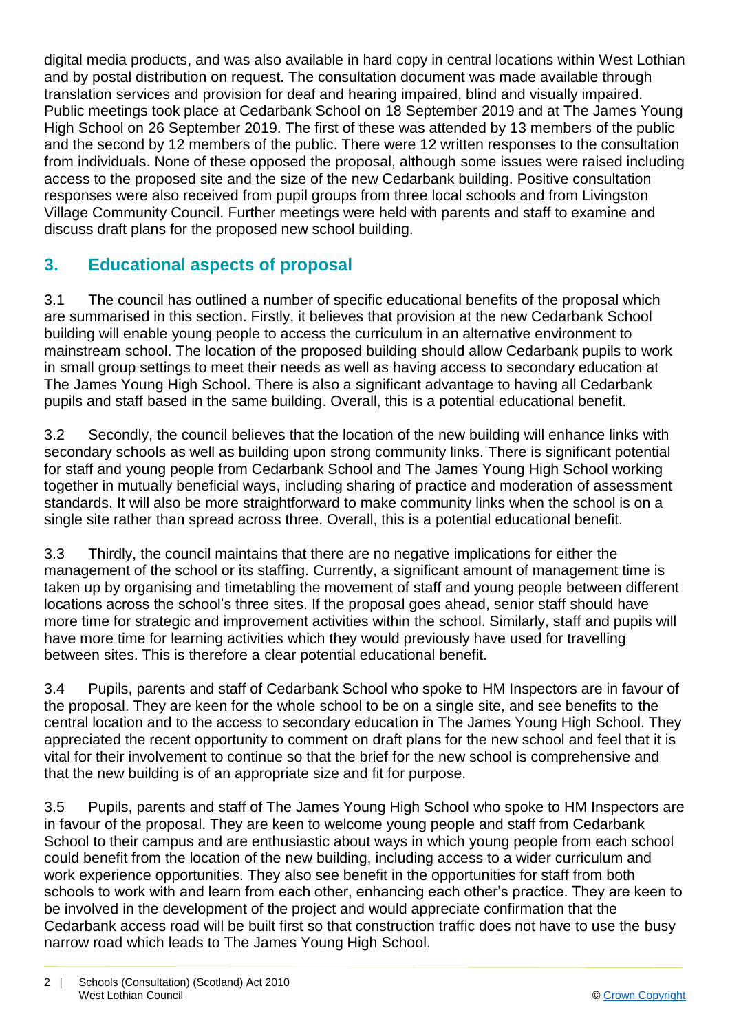digital media products, and was also available in hard copy in central locations within West Lothian and by postal distribution on request. The consultation document was made available through translation services and provision for deaf and hearing impaired, blind and visually impaired. Public meetings took place at Cedarbank School on 18 September 2019 and at The James Young High School on 26 September 2019. The first of these was attended by 13 members of the public and the second by 12 members of the public. There were 12 written responses to the consultation from individuals. None of these opposed the proposal, although some issues were raised including access to the proposed site and the size of the new Cedarbank building. Positive consultation responses were also received from pupil groups from three local schools and from Livingston Village Community Council. Further meetings were held with parents and staff to examine and discuss draft plans for the proposed new school building.

## 3. Educational aspects of proposal

3.1 The council has outlined a number of specific educational benefits of the proposal which are summarised in this section. Firstly, it believes that provision at the new Cedarbank School building will enable young people to access the curriculum in an alternative environment to mainstream school. The location of the proposed building should allow Cedarbank pupils to work in small group settings to meet their needs as well as having access to secondary education at The James Young High School. There is also a significant advantage to having all Cedarbank pupils and staff based in the same building. Overall, this is a potential educational benefit.

3.2 Secondly, the council believes that the location of the new building will enhance links with secondary schools as well as building upon strong community links. There is significant potential for staff and young people from Cedarbank School and The James Young High School working together in mutually beneficial ways, including sharing of practice and moderation of assessment standards. It will also be more straightforward to make community links when the school is on a single site rather than spread across three. Overall, this is a potential educational benefit.

3.3 Thirdly, the council maintains that there are no negative implications for either the management of the school or its staffing. Currently, a significant amount of management time is taken up by organising and timetabling the movement of staff and young people between different locations across the school's three sites. If the proposal goes ahead, senior staff should have more time for strategic and improvement activities within the school. Similarly, staff and pupils will have more time for learning activities which they would previously have used for travelling between sites. This is therefore a clear potential educational benefit.

3.4 Pupils, parents and staff of Cedarbank School who spoke to HM Inspectors are in favour of the proposal. They are keen for the whole school to be on a single site, and see benefits to the central location and to the access to secondary education in The James Young High School. They appreciated the recent opportunity to comment on draft plans for the new school and feel that it is vital for their involvement to continue so that the brief for the new school is comprehensive and that the new building is of an appropriate size and fit for purpose.

3.5 Pupils, parents and staff of The James Young High School who spoke to HM Inspectors are in favour of the proposal. They are keen to welcome young people and staff from Cedarbank School to their campus and are enthusiastic about ways in which young people from each school could benefit from the location of the new building, including access to a wider curriculum and work experience opportunities. They also see benefit in the opportunities for staff from both schools to work with and learn from each other, enhancing each other's practice. They are keen to be involved in the development of the project and would appreciate confirmation that the Cedarbank access road will be built first so that construction traffic does not have to use the busy narrow road which leads to The James Young High School.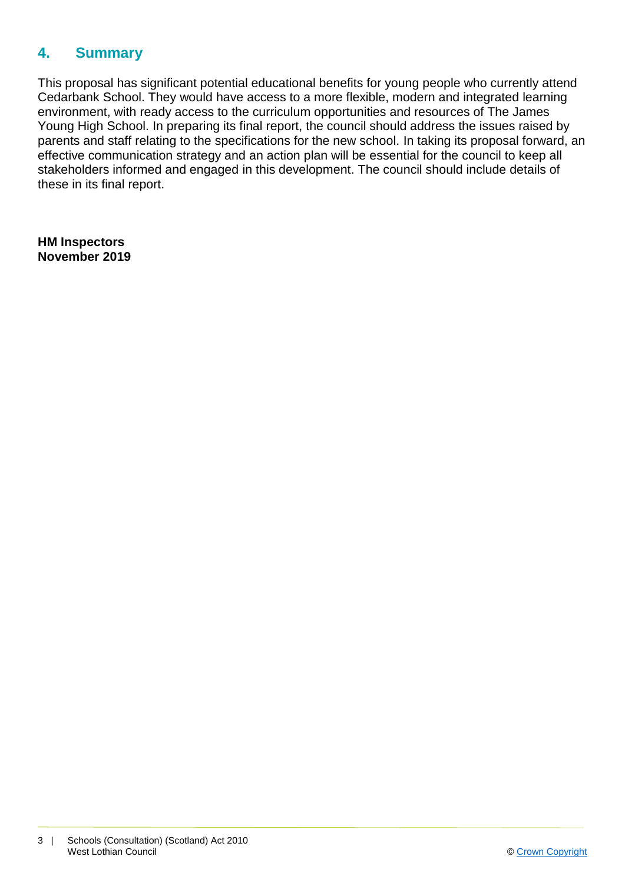## 4. Summary

This proposal has significant potential educational benefits for young people who currently attend Cedarbank School. They would have access to a more flexible, modern and integrated learning environment, with ready access to the curriculum opportunities and resources of The James Young High School. In preparing its final report, the council should address the issues raised by parents and staff relating to the specifications for the new school. In taking its proposal forward, an effective communication strategy and an action plan will be essential for the council to keep all stakeholders informed and engaged in this development. The council should include details of these in its final report.

**HM Inspectors**
**November 2019**